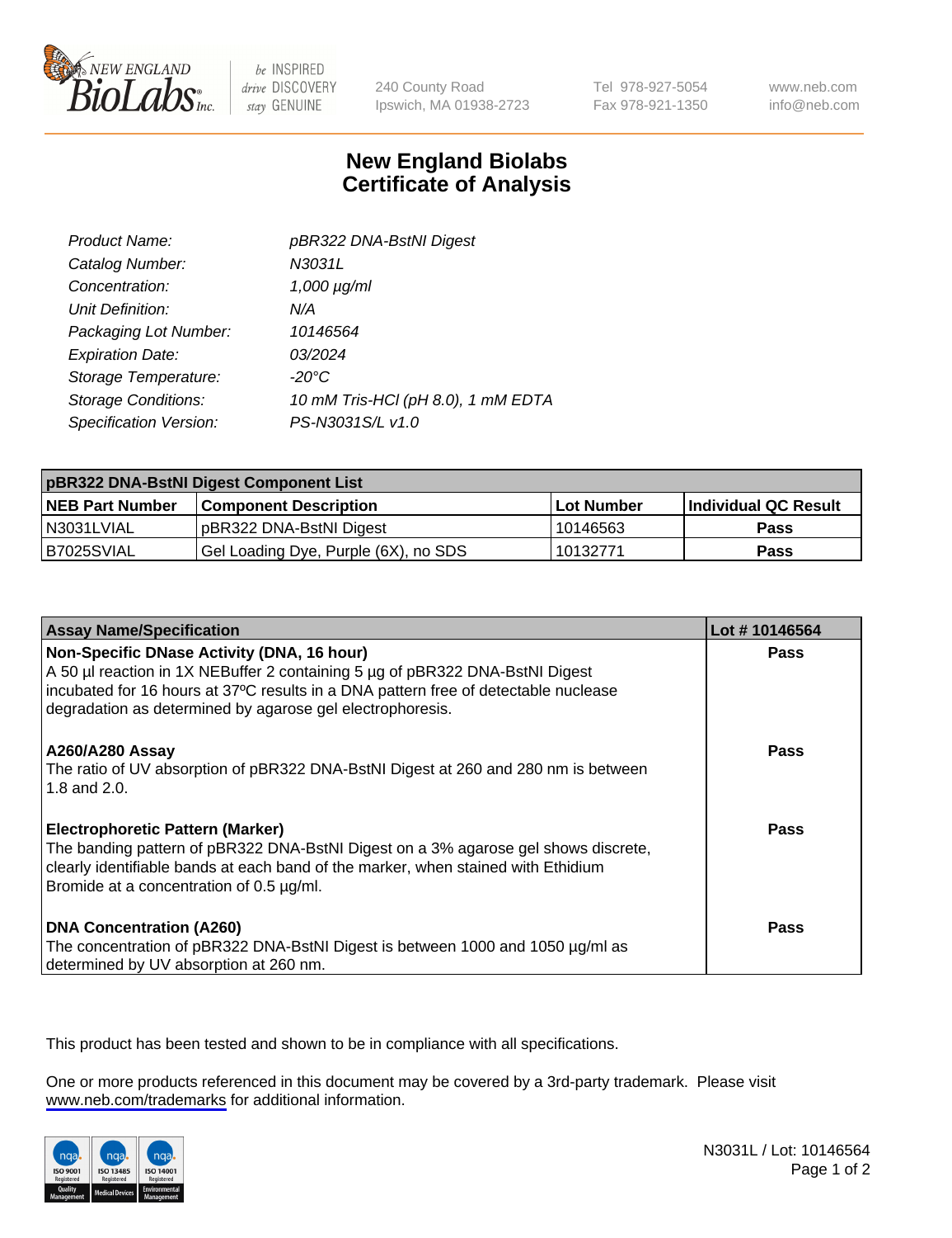NEW ENGLAND BioLabs Inc. — be INSPIRED drive DISCOVERY stay GENUINE

240 County Road
Ipswich, MA 01938-2723

Tel 978-927-5054
Fax 978-921-1350

www.neb.com
info@neb.com

# New England Biolabs
# Certificate of Analysis

| | |
|---|---|
| *Product Name:* | *pBR322 DNA-BstNI Digest* |
| *Catalog Number:* | *N3031L* |
| *Concentration:* | *1,000 µg/ml* |
| *Unit Definition:* | *N/A* |
| *Packaging Lot Number:* | *10146564* |
| *Expiration Date:* | *03/2024* |
| *Storage Temperature:* | *-20°C* |
| *Storage Conditions:* | *10 mM Tris-HCl (pH 8.0), 1 mM EDTA* |
| *Specification Version:* | *PS-N3031S/L v1.0* |

| pBR322 DNA-BstNI Digest Component List | | | |
|---|---|---|---|
| **NEB Part Number** | **Component Description** | **Lot Number** | **Individual QC Result** |
| N3031LVIAL | pBR322 DNA-BstNI Digest | 10146563 | **Pass** |
| B7025SVIAL | Gel Loading Dye, Purple (6X), no SDS | 10132771 | **Pass** |

| Assay Name/Specification | Lot # 10146564 |
|---|---|
| **Non-Specific DNase Activity (DNA, 16 hour)**<br>A 50 µl reaction in 1X NEBuffer 2 containing 5 µg of pBR322 DNA-BstNI Digest incubated for 16 hours at 37ºC results in a DNA pattern free of detectable nuclease degradation as determined by agarose gel electrophoresis. | **Pass** |
| **A260/A280 Assay**<br>The ratio of UV absorption of pBR322 DNA-BstNI Digest at 260 and 280 nm is between 1.8 and 2.0. | **Pass** |
| **Electrophoretic Pattern (Marker)**<br>The banding pattern of pBR322 DNA-BstNI Digest on a 3% agarose gel shows discrete, clearly identifiable bands at each band of the marker, when stained with Ethidium Bromide at a concentration of 0.5 µg/ml. | **Pass** |
| **DNA Concentration (A260)**<br>The concentration of pBR322 DNA-BstNI Digest is between 1000 and 1050 µg/ml as determined by UV absorption at 260 nm. | **Pass** |

This product has been tested and shown to be in compliance with all specifications.

One or more products referenced in this document may be covered by a 3rd-party trademark. Please visit www.neb.com/trademarks for additional information.

N3031L / Lot: 10146564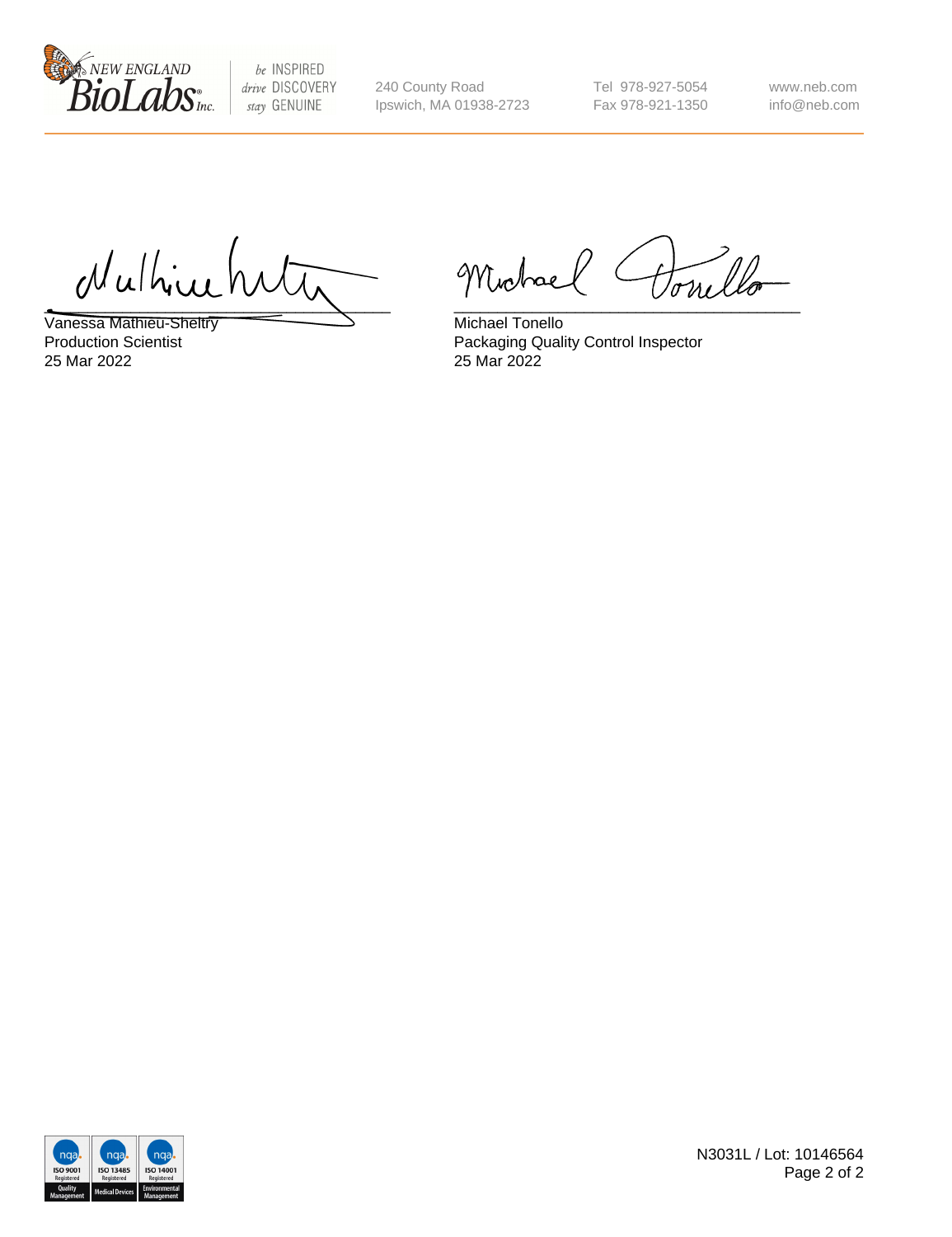240 County Road
Ipswich, MA 01938-2723

Tel 978-927-5054
Fax 978-921-1350

www.neb.com
info@neb.com

Vanessa Mathieu-Sheltry
Production Scientist
25 Mar 2022

Michael Tonello
Packaging Quality Control Inspector
25 Mar 2022

N3031L / Lot: 10146564